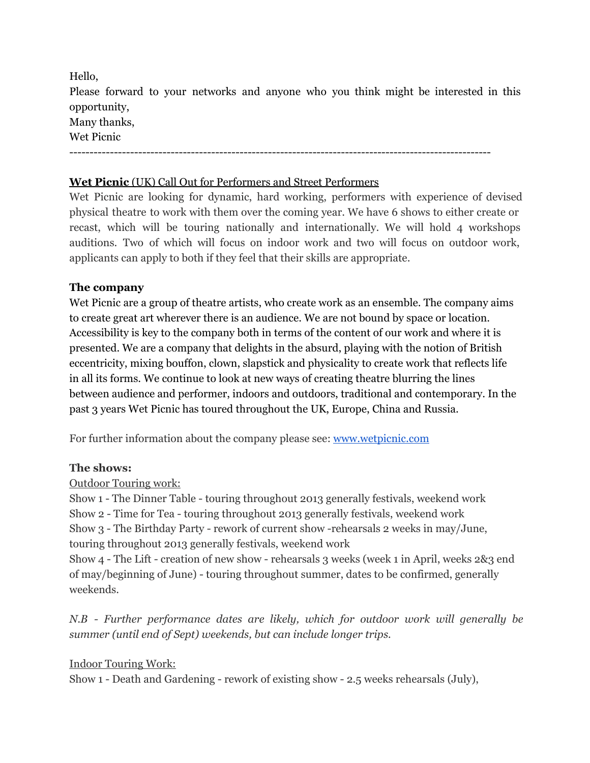Hello,

Please forward to your networks and anyone who you think might be interested in this opportunity,

Many thanks,

Wet Picnic

---

**Wet Picnic** (UK) Call Out for Performers and Street Performers

Wet Picnic are looking for dynamic, hard working, performers with experience of devised physical theatre to work with them over the coming year. We have 6 shows to either create or recast, which will be touring nationally and internationally. We will hold 4 workshops auditions. Two of which will focus on indoor work and two will focus on outdoor work, applicants can apply to both if they feel that their skills are appropriate.

**The company**

Wet Picnic are a group of theatre artists, who create work as an ensemble. The company aims to create great art wherever there is an audience. We are not bound by space or location. Accessibility is key to the company both in terms of the content of our work and where it is presented. We are a company that delights in the absurd, playing with the notion of British eccentricity, mixing bouffon, clown, slapstick and physicality to create work that reflects life in all its forms. We continue to look at new ways of creating theatre blurring the lines between audience and performer, indoors and outdoors, traditional and contemporary. In the past 3 years Wet Picnic has toured throughout the UK, Europe, China and Russia.

For further information about the company please see: [www.wetpicnic.com](http://www.wetpicnic.com)

**The shows:**

Outdoor Touring work:

Show 1 - The Dinner Table - touring throughout 2013 generally festivals, weekend work

Show 2 - Time for Tea - touring throughout 2013 generally festivals, weekend work

Show 3 - The Birthday Party - rework of current show -rehearsals 2 weeks in may/June, touring throughout 2013 generally festivals, weekend work

Show 4 - The Lift - creation of new show - rehearsals 3 weeks (week 1 in April, weeks 2&3 end of may/beginning of June) - touring throughout summer, dates to be confirmed, generally weekends.

*N.B - Further performance dates are likely, which for outdoor work will generally be summer (until end of Sept) weekends, but can include longer trips.*

Indoor Touring Work:

Show 1 - Death and Gardening - rework of existing show - 2.5 weeks rehearsals (July),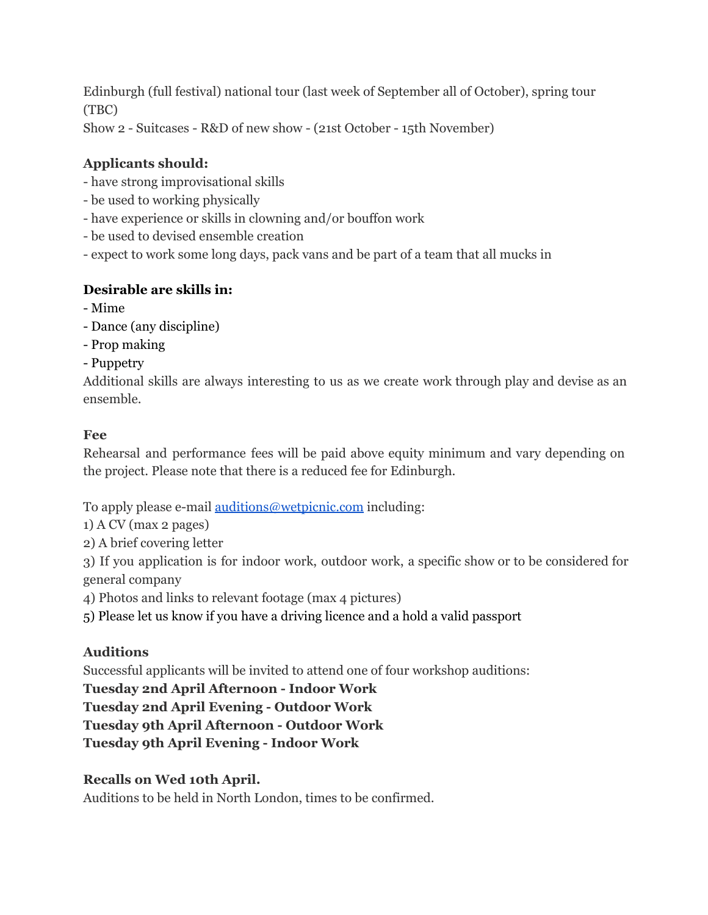Edinburgh (full festival) national tour (last week of September all of October), spring tour (TBC)
Show 2 - Suitcases - R&D of new show - (21st October - 15th November)

**Applicants should:**

- have strong improvisational skills
- be used to working physically
- have experience or skills in clowning and/or bouffon work
- be used to devised ensemble creation
- expect to work some long days, pack vans and be part of a team that all mucks in

**Desirable are skills in:**

- Mime
- Dance (any discipline)
- Prop making
- Puppetry

Additional skills are always interesting to us as we create work through play and devise as an ensemble.

**Fee**

Rehearsal and performance fees will be paid above equity minimum and vary depending on the project. Please note that there is a reduced fee for Edinburgh.

To apply please e-mail auditions@wetpicnic.com including:

1) A CV (max 2 pages)
2) A brief covering letter
3) If you application is for indoor work, outdoor work, a specific show or to be considered for general company
4) Photos and links to relevant footage (max 4 pictures)
5) Please let us know if you have a driving licence and a hold a valid passport

**Auditions**

Successful applicants will be invited to attend one of four workshop auditions:

**Tuesday 2nd April Afternoon - Indoor Work**
**Tuesday 2nd April Evening - Outdoor Work**
**Tuesday 9th April Afternoon - Outdoor Work**
**Tuesday 9th April Evening - Indoor Work**

**Recalls on Wed 10th April.**

Auditions to be held in North London, times to be confirmed.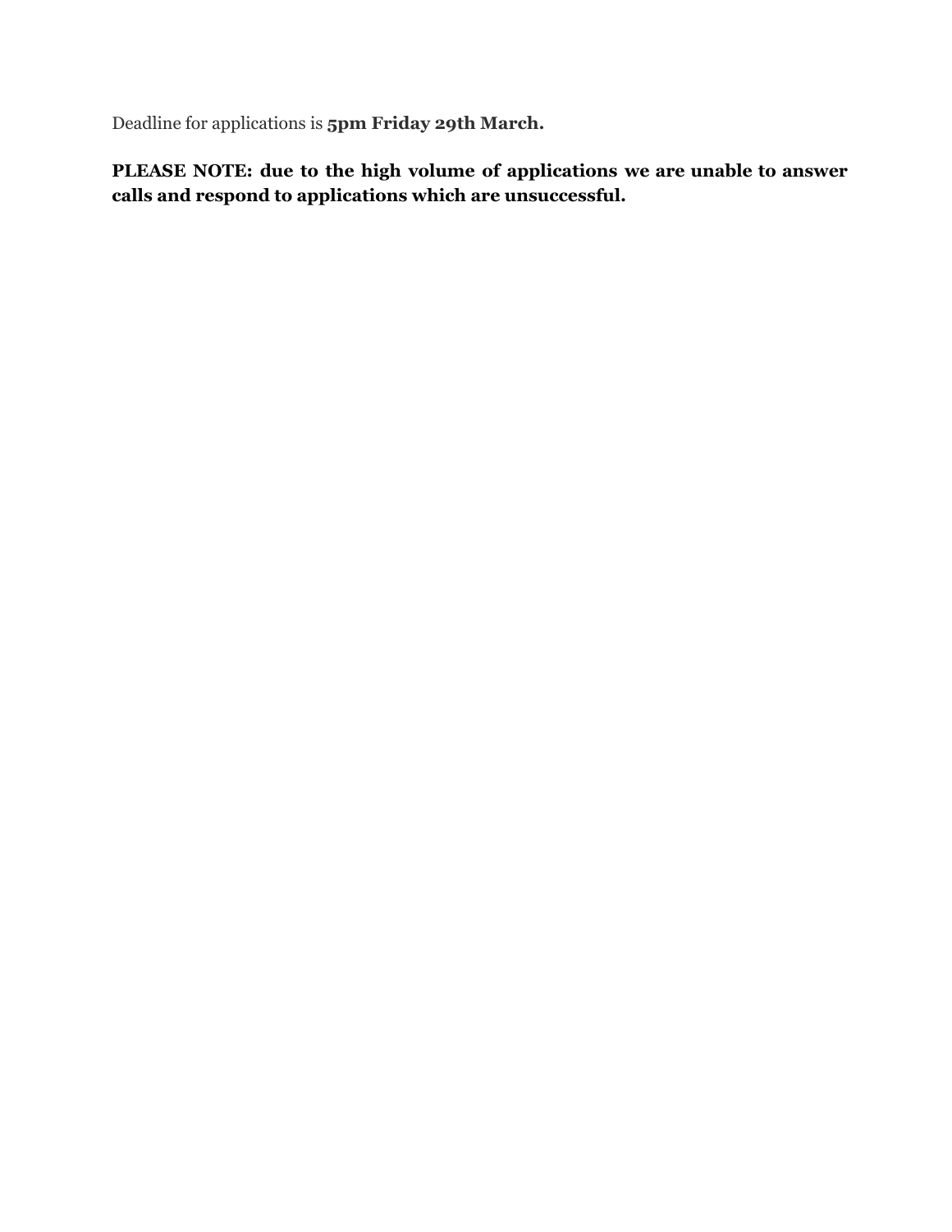Deadline for applications is **5pm Friday 29th March.**

**PLEASE NOTE: due to the high volume of applications we are unable to answer calls and respond to applications which are unsuccessful.**